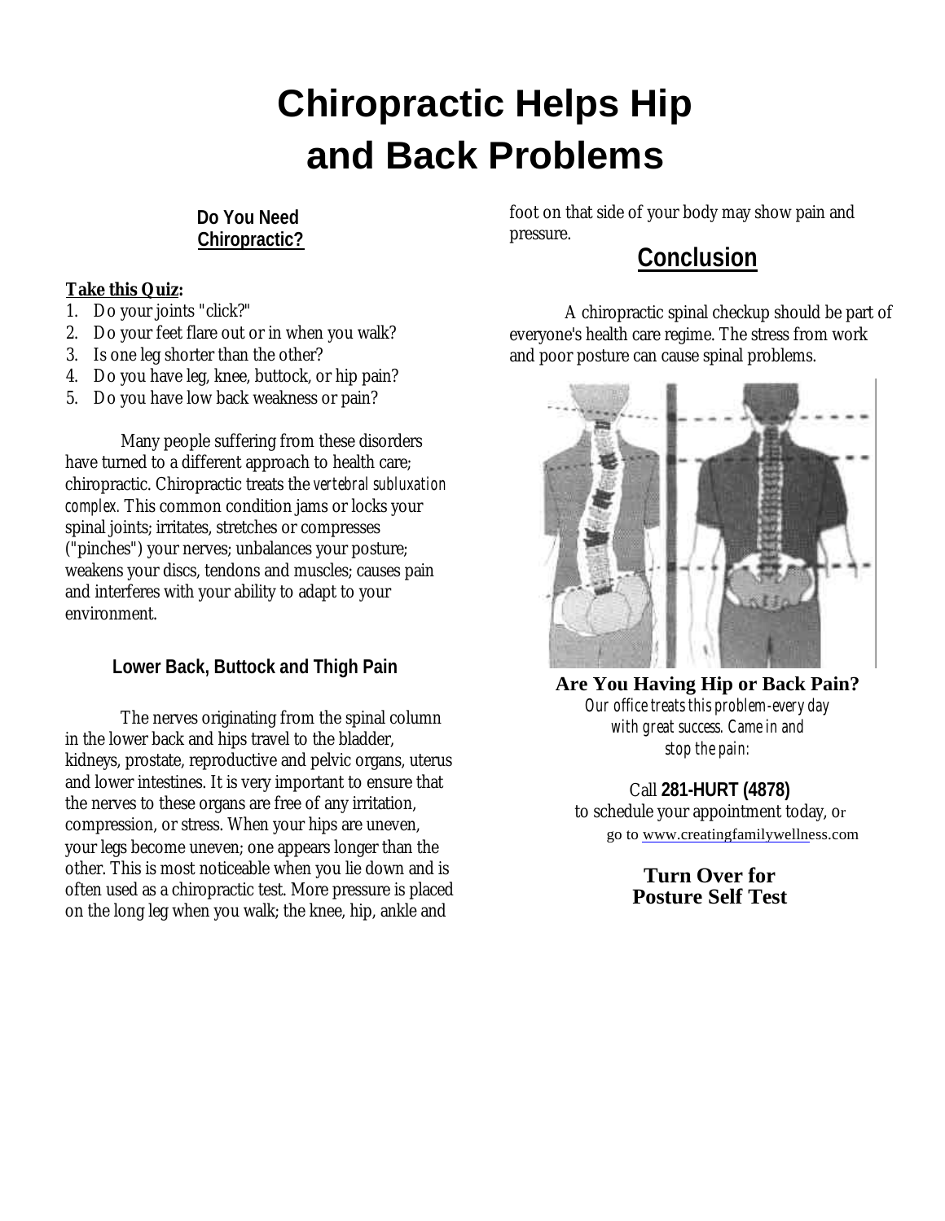# Chiropractic Helps Hip and Back Problems

**Do You Need Chiropractic?**

**Take this Quiz:**

1. Do your joints "click?"
2. Do your feet flare out or in when you walk?
3. Is one leg shorter than the other?
4. Do you have leg, knee, buttock, or hip pain?
5. Do you have low back weakness or pain?

Many people suffering from these disorders have turned to a different approach to health care; chiropractic. Chiropractic treats the *vertebral subluxation complex.* This common condition jams or locks your spinal joints; irritates, stretches or compresses ("pinches") your nerves; unbalances your posture; weakens your discs, tendons and muscles; causes pain and interferes with your ability to adapt to your environment.

### Lower Back, Buttock and Thigh Pain

The nerves originating from the spinal column in the lower back and hips travel to the bladder, kidneys, prostate, reproductive and pelvic organs, uterus and lower intestines. It is very important to ensure that the nerves to these organs are free of any irritation, compression, or stress. When your hips are uneven, your legs become uneven; one appears longer than the other. This is most noticeable when you lie down and is often used as a chiropractic test. More pressure is placed on the long leg when you walk; the knee, hip, ankle and foot on that side of your body may show pain and pressure.

## Conclusion

A chiropractic spinal checkup should be part of everyone's health care regime. The stress from work and poor posture can cause spinal problems.

**Are You Having Hip or Back Pain?**

*Our office treats this problem-every day with great success. Came in and stop the pain:*

Call **281-HURT (4878)** to schedule your appointment today, or go to www.creatingfamilywellness.com

**Turn Over for Posture Self Test**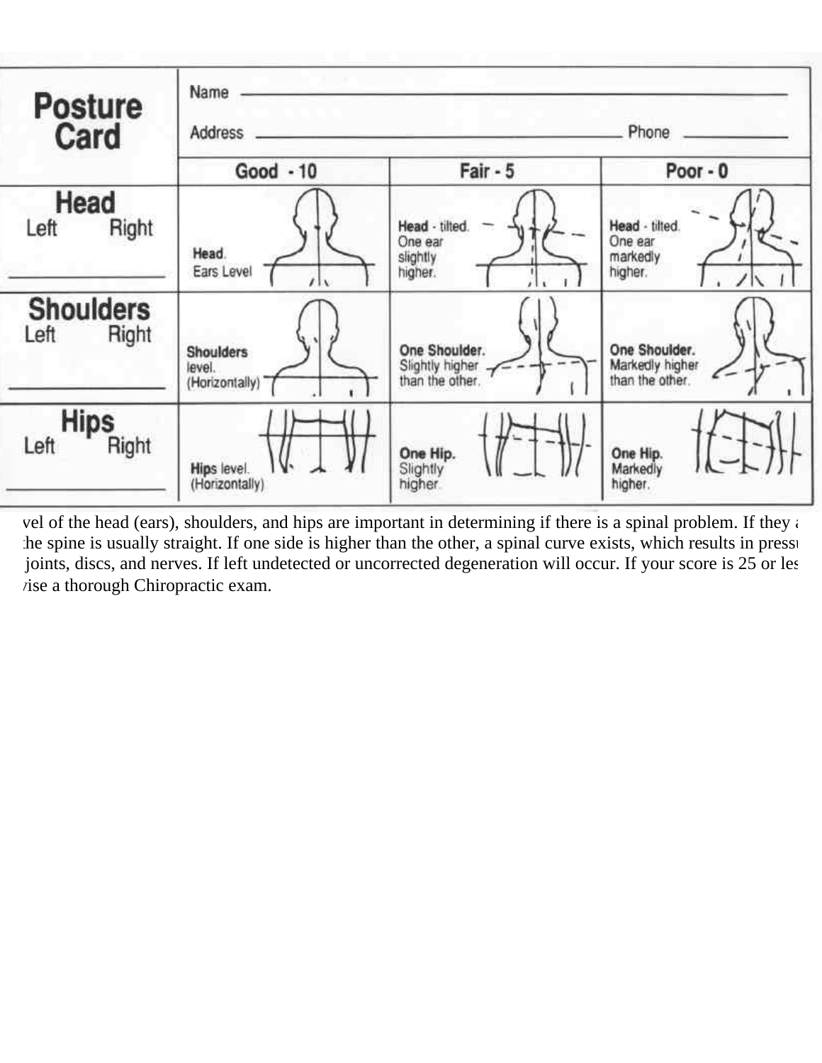| Posture Card | Name | | |
| --- | --- | --- | --- |
| | Address | | Phone |
| | **Good - 10** | **Fair - 5** | **Poor - 0** |
| **Head** Left Right ____________ | **Head.** Ears Level | **Head** - tilted. One ear slightly higher. | **Head** - tilted. One ear markedly higher. |
| **Shoulders** Left Right ____________ | **Shoulders** level. (Horizontally) | **One Shoulder.** Slightly higher than the other. | **One Shoulder.** Markedly higher than the other. |
| **Hips** Left Right ____________ | **Hips** level. (Horizontally) | **One Hip.** Slightly higher. | **One Hip.** Markedly higher. |

vel of the head (ears), shoulders, and hips are important in determining if there is a spinal problem. If they a
the spine is usually straight. If one side is higher than the other, a spinal curve exists, which results in pressu
joints, discs, and nerves. If left undetected or uncorrected degeneration will occur. If your score is 25 or les
vise a thorough Chiropractic exam.